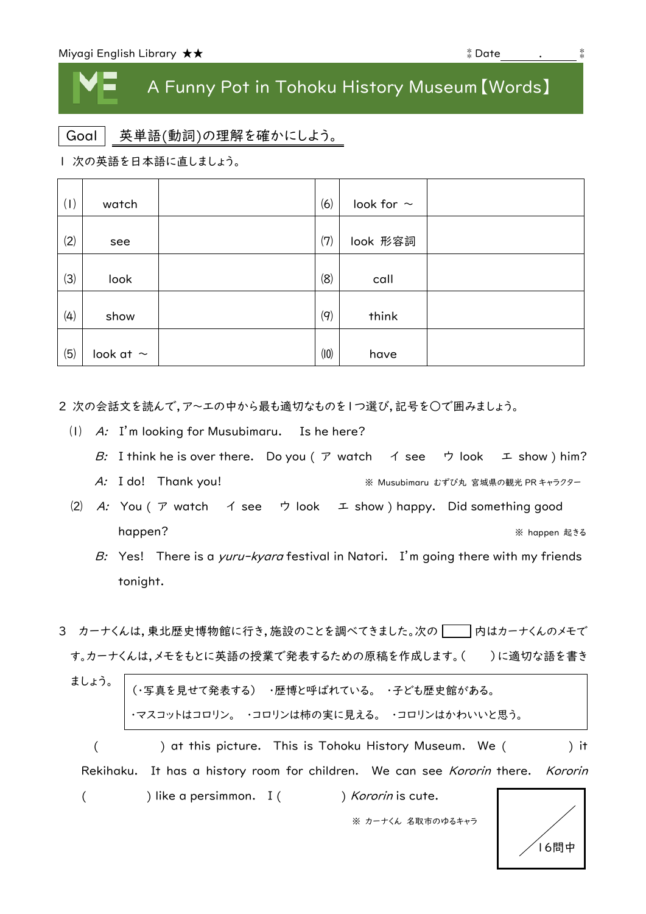Miyagi English Library ★★　　　　　　　　　　　　　　　　　　　　　　　　　　　　⁑ Date＿＿＿.＿＿＿ ⁑

# A Funny Pot in Tohoku History Museum【Words】

Goal　英単語(動詞)の理解を確かにしよう。

1 次の英語を日本語に直しましょう。

| | | | | | |
|---|---|---|---|---|---|
| (1) | watch | | (6) | look for ～ | |
| (2) | see | | (7) | look 形容詞 | |
| (3) | look | | (8) | call | |
| (4) | show | | (9) | think | |
| (5) | look at ～ | | (10) | have | |

2 次の会話文を読んで，ア～エの中から最も適切なものを1つ選び，記号を○で囲みましょう。

(1) *A:* I'm looking for Musubimaru.　Is he here?

*B:* I think he is over there.　Do you ( ア watch　イ see　ウ look　エ show ) him?

*A:* I do!　Thank you!　　※ Musubimaru むすび丸 宮城県の観光 PR キャラクター

(2) *A:* You ( ア watch　イ see　ウ look　エ show ) happy.　Did something good happen?　　※ happen 起きる

*B:* Yes!　There is a *yuru-kyara* festival in Natori.　I'm going there with my friends tonight.

3 カーナくんは，東北歴史博物館に行き，施設のことを調べてきました。次の ＿ 内はカーナくんのメモです。カーナくんは，メモをもとに英語の授業で発表するための原稿を作成します。(　)に適切な語を書きましょう。

> (・写真を見せて発表する)　・歴博と呼ばれている。　・子ども歴史館がある。
> ・マスコットはコロリン。　・コロリンは柿の実に見える。　・コロリンはかわいいと思う。

(　　　　) at this picture.　This is Tohoku History Museum.　We (　　　　) it Rekihaku.　It has a history room for children.　We can see *Kororin* there.　*Kororin* (　　　　) like a persimmon.　I (　　　　) *Kororin* is cute.

※ カーナくん 名取市のゆるキャラ

／16問中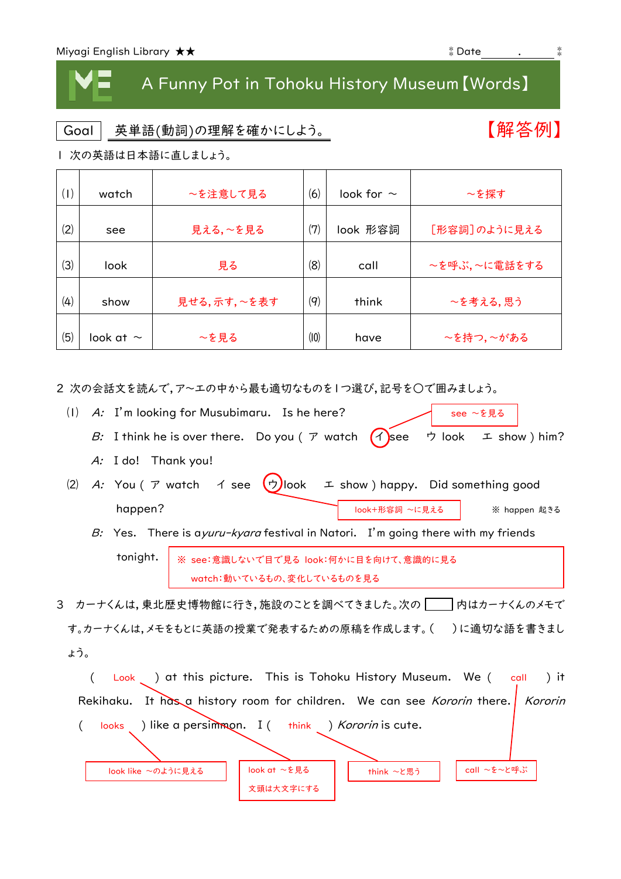Miyagi English Library ★★ Date　　　.　　　

# A Funny Pot in Tohoku History Museum【Words】

Goal　英単語(動詞)の理解を確かにしよう。　　　　【解答例】

1 次の英語は日本語に直しましょう。

| | | | | | |
|---|---|---|---|---|---|
| (1) | watch | ～を注意して見る | (6) | look for ～ | ～を探す |
| (2) | see | 見える, ～を見る | (7) | look 形容詞 | [形容詞]のように見える |
| (3) | look | 見る | (8) | call | ～を呼ぶ, ～に電話をする |
| (4) | show | 見せる, 示す, ～を表す | (9) | think | ～を考える, 思う |
| (5) | look at ～ | ～を見る | (10) | have | ～を持つ, ～がある |

2 次の会話文を読んで, ア～エの中から最も適切なものを1つ選び, 記号を○で囲みましょう。

(1) *A:* I'm looking for Musubimaru.　Is he here?

*B:* I think he is over there.　Do you ( ア watch　(イ) see　ウ look　エ show ) him?

*A:* I do!　Thank you!

see ～を見る

(2) *A:* You ( ア watch　イ see　(ウ) look　エ show ) happy.　Did something good happen?

look+形容詞 ～に見える

※ happen 起きる

*B:* Yes.　There is a *yuru-kyara* festival in Natori.　I'm going there with my friends tonight.

※ see:意識しないで目で見る　look:何かに目を向けて、意識的に見る
watch:動いているもの、変化しているものを見る

3 カーナくんは, 東北歴史博物館に行き, 施設のことを調べてきました。次の □ 内はカーナくんのメモです。カーナくんは, メモをもとに英語の授業で発表するための原稿を作成します。(　)に適切な語を書きましょう。

( Look ) at this picture.　This is Tohoku History Museum.　We ( call ) it Rekihaku.　It has a history room for children.　We can see *Kororin* there.　*Kororin* ( looks ) like a persimmon.　I ( think ) *Kororin* is cute.

look like ～のように見える

look at ～を見る
文頭は大文字にする

think ～と思う

call ～を～と呼ぶ